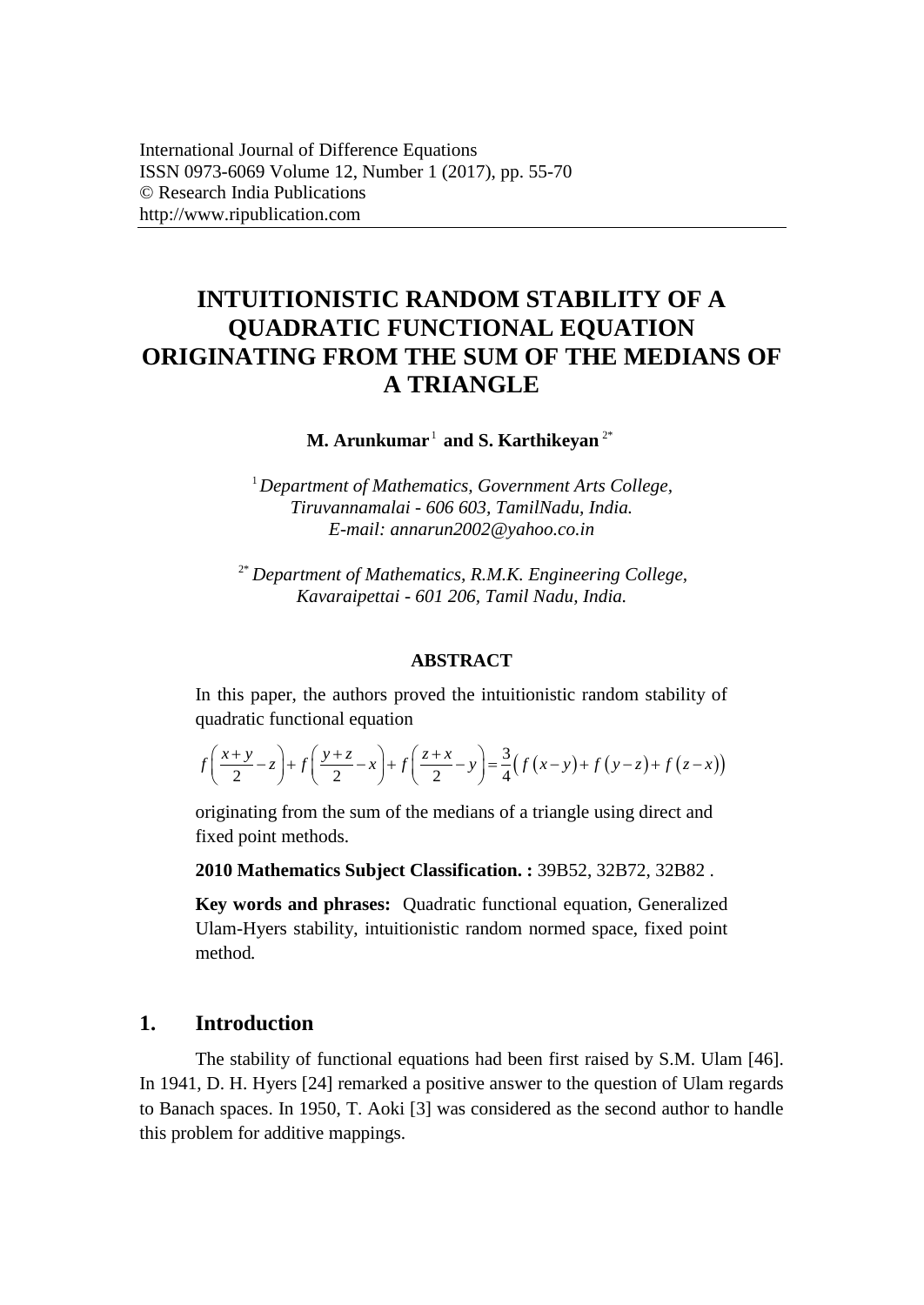International Journal of Difference Equations
ISSN 0973-6069 Volume 12, Number 1 (2017), pp. 55-70
© Research India Publications
http://www.ripublication.com

# INTUITIONISTIC RANDOM STABILITY OF A QUADRATIC FUNCTIONAL EQUATION ORIGINATING FROM THE SUM OF THE MEDIANS OF A TRIANGLE

**M. Arunkumar**[1] **and S. Karthikeyan**[2*]

[1] *Department of Mathematics, Government Arts College, Tiruvannamalai - 606 603, TamilNadu, India.*
*E-mail: annarun2002@yahoo.co.in*

[2*] *Department of Mathematics, R.M.K. Engineering College, Kavaraipettai - 601 206, Tamil Nadu, India.*

**ABSTRACT**

In this paper, the authors proved the intuitionistic random stability of quadratic functional equation

$$f\left(\frac{x+y}{2}-z\right)+f\left(\frac{y+z}{2}-x\right)+f\left(\frac{z+x}{2}-y\right)=\frac{3}{4}\big(f(x-y)+f(y-z)+f(z-x)\big)$$

originating from the sum of the medians of a triangle using direct and fixed point methods.

**2010 Mathematics Subject Classification. :** 39B52, 32B72, 32B82 .

**Key words and phrases:** Quadratic functional equation, Generalized Ulam-Hyers stability, intuitionistic random normed space, fixed point method.

## 1. Introduction

The stability of functional equations had been first raised by S.M. Ulam [46]. In 1941, D. H. Hyers [24] remarked a positive answer to the question of Ulam regards to Banach spaces. In 1950, T. Aoki [3] was considered as the second author to handle this problem for additive mappings.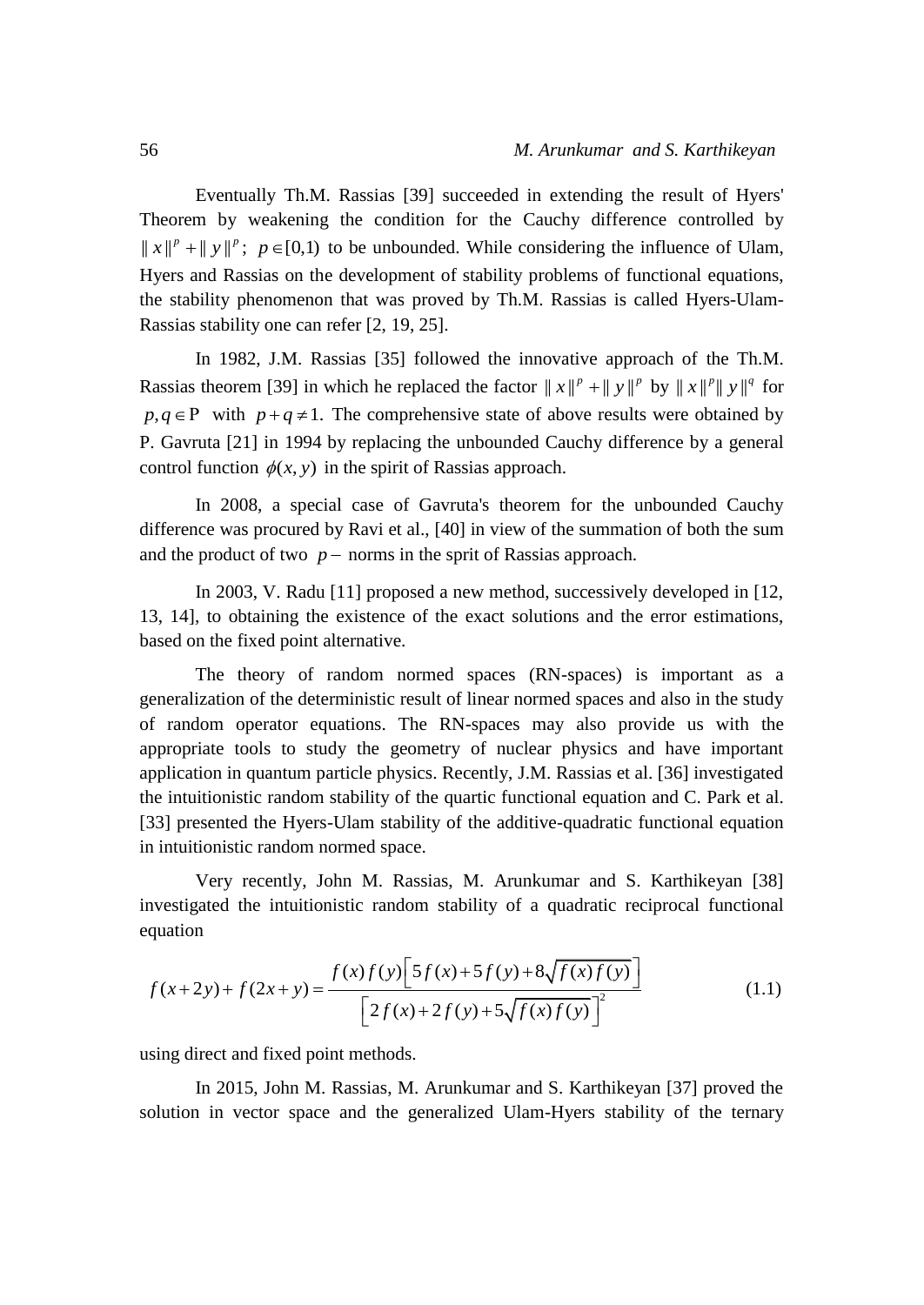Eventually Th.M. Rassias [39] succeeded in extending the result of Hyers' Theorem by weakening the condition for the Cauchy difference controlled by $\| x\|^p + \| y\|^p$; $p \in [0,1)$ to be unbounded. While considering the influence of Ulam, Hyers and Rassias on the development of stability problems of functional equations, the stability phenomenon that was proved by Th.M. Rassias is called Hyers-Ulam-Rassias stability one can refer [2, 19, 25].

In 1982, J.M. Rassias [35] followed the innovative approach of the Th.M. Rassias theorem [39] in which he replaced the factor $\| x\|^p + \| y\|^p$ by $\| x\|^p \| y\|^q$ for $p, q \in \mathrm{P}$ with $p+q \neq 1$. The comprehensive state of above results were obtained by P. Gavruta [21] in 1994 by replacing the unbounded Cauchy difference by a general control function $\phi(x, y)$ in the spirit of Rassias approach.

In 2008, a special case of Gavruta's theorem for the unbounded Cauchy difference was procured by Ravi et al., [40] in view of the summation of both the sum and the product of two $p-$ norms in the sprit of Rassias approach.

In 2003, V. Radu [11] proposed a new method, successively developed in [12, 13, 14], to obtaining the existence of the exact solutions and the error estimations, based on the fixed point alternative.

The theory of random normed spaces (RN-spaces) is important as a generalization of the deterministic result of linear normed spaces and also in the study of random operator equations. The RN-spaces may also provide us with the appropriate tools to study the geometry of nuclear physics and have important application in quantum particle physics. Recently, J.M. Rassias et al. [36] investigated the intuitionistic random stability of the quartic functional equation and C. Park et al. [33] presented the Hyers-Ulam stability of the additive-quadratic functional equation in intuitionistic random normed space.

Very recently, John M. Rassias, M. Arunkumar and S. Karthikeyan [38] investigated the intuitionistic random stability of a quadratic reciprocal functional equation

$$f(x+2y) + f(2x+y) = \frac{f(x)f(y)\left[5f(x)+5f(y)+8\sqrt{f(x)f(y)}\right]}{\left[2f(x)+2f(y)+5\sqrt{f(x)f(y)}\right]^2} \tag{1.1}$$

using direct and fixed point methods.

In 2015, John M. Rassias, M. Arunkumar and S. Karthikeyan [37] proved the solution in vector space and the generalized Ulam-Hyers stability of the ternary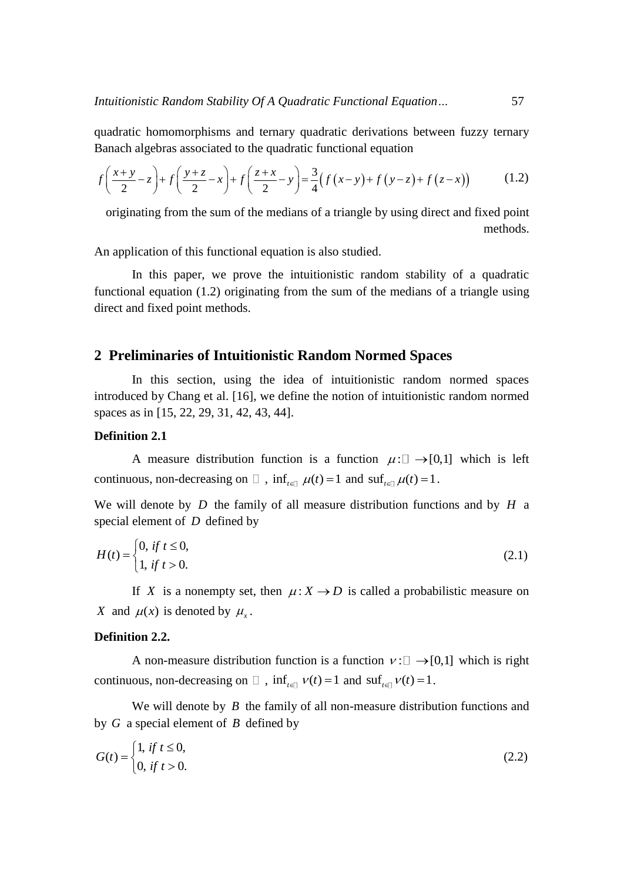quadratic homomorphisms and ternary quadratic derivations between fuzzy ternary Banach algebras associated to the quadratic functional equation

$$f\left(\frac{x+y}{2}-z\right)+f\left(\frac{y+z}{2}-x\right)+f\left(\frac{z+x}{2}-y\right)=\frac{3}{4}\left(f\left(x-y\right)+f\left(y-z\right)+f\left(z-x\right)\right) \tag{1.2}$$

originating from the sum of the medians of a triangle by using direct and fixed point methods.

An application of this functional equation is also studied.

In this paper, we prove the intuitionistic random stability of a quadratic functional equation (1.2) originating from the sum of the medians of a triangle using direct and fixed point methods.

## 2 Preliminaries of Intuitionistic Random Normed Spaces

In this section, using the idea of intuitionistic random normed spaces introduced by Chang et al. [16], we define the notion of intuitionistic random normed spaces as in [15, 22, 29, 31, 42, 43, 44].

**Definition 2.1**

A measure distribution function is a function $\mu : \mathbb{R} \to [0,1]$ which is left continuous, non-decreasing on $\mathbb{R}$, $\inf_{t\in\mathbb{R}} \mu(t) = 1$ and $\text{suf}_{t\in\mathbb{R}} \mu(t) = 1$.

We will denote by $D$ the family of all measure distribution functions and by $H$ a special element of $D$ defined by

$$H(t)=\begin{cases}0, \ if \ t \le 0,\\ 1, \ if \ t>0.\end{cases} \tag{2.1}$$

If $X$ is a nonempty set, then $\mu : X \to D$ is called a probabilistic measure on $X$ and $\mu(x)$ is denoted by $\mu_x$.

**Definition 2.2.**

A non-measure distribution function is a function $\nu : \mathbb{R} \to [0,1]$ which is right continuous, non-decreasing on $\mathbb{R}$, $\inf_{t\in\mathbb{R}} \nu(t) = 1$ and $\text{suf}_{t\in\mathbb{R}} \nu(t) = 1$.

We will denote by $B$ the family of all non-measure distribution functions and by $G$ a special element of $B$ defined by

$$G(t)=\begin{cases}1, \ if \ t \le 0,\\ 0, \ if \ t>0.\end{cases} \tag{2.2}$$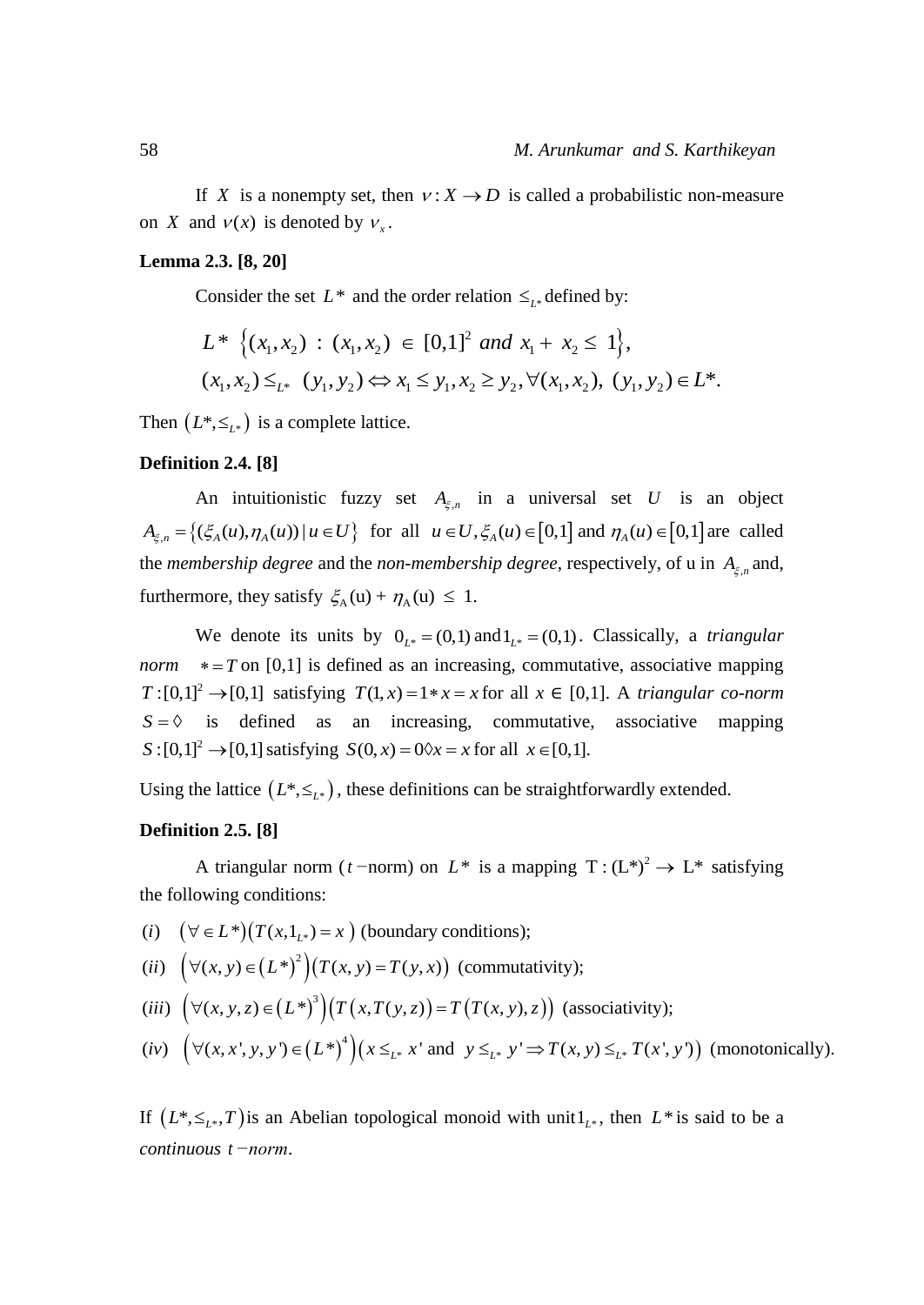If $X$ is a nonempty set, then $\nu : X \to D$ is called a probabilistic non-measure on $X$ and $\nu(x)$ is denoted by $\nu_x$.

**Lemma 2.3. [8, 20]**

Consider the set $L^*$ and the order relation $\leq_{L^*}$ defined by:

$$L^* \left\{(x_1, x_2) \ : \ (x_1, x_2) \ \in \ [0,1]^2 \ and \ x_1 + \ x_2 \ \leq \ 1\right\},$$

$$(x_1, x_2) \leq_{L^*} \ (y_1, y_2) \Leftrightarrow x_1 \leq y_1, x_2 \geq y_2, \forall (x_1, x_2), \ (y_1, y_2) \in L^*.$$

Then $\left(L^*, \leq_{L^*}\right)$ is a complete lattice.

**Definition 2.4. [8]**

An intuitionistic fuzzy set $A_{\xi,n}$ in a universal set $U$ is an object $A_{\xi,n} = \left\{(\xi_A(u), \eta_A(u)) \,|\, u \in U\right\}$ for all $u \in U, \xi_A(u) \in [0,1]$ and $\eta_A(u) \in [0,1]$ are called the *membership degree* and the *non-membership degree*, respectively, of u in $A_{\xi,n}$ and, furthermore, they satisfy $\xi_A(u) + \eta_A(u) \leq 1$.

We denote its units by $0_{L^*} = (0,1)$ and $1_{L^*} = (0,1)$. Classically, a *triangular norm* $* = T$ on [0,1] is defined as an increasing, commutative, associative mapping $T : [0,1]^2 \to [0,1]$ satisfying $T(1,x) = 1 * x = x$ for all $x \in [0,1]$. A *triangular co-norm* $S = \Diamond$ is defined as an increasing, commutative, associative mapping $S : [0,1]^2 \to [0,1]$ satisfying $S(0,x) = 0 \Diamond x = x$ for all $x \in [0,1]$.

Using the lattice $\left(L^*, \leq_{L^*}\right)$, these definitions can be straightforwardly extended.

**Definition 2.5. [8]**

A triangular norm ($t-$norm) on $L^*$ is a mapping $\mathrm{T} : (\mathrm{L}^*)^2 \to \mathrm{L}^*$ satisfying the following conditions:

$(i)$ $\left(\forall \in L^*\right)\left(T(x, 1_{L^*}) = x\right)$ (boundary conditions);

$(ii)$ $\left(\forall (x,y) \in \left(L^*\right)^2\right)\left(T(x,y) = T(y,x)\right)$ (commutativity);

$(iii)$ $\left(\forall (x,y,z) \in \left(L^*\right)^3\right)\left(T\left(x, T(y,z)\right) = T\left(T(x,y), z\right)\right)$ (associativity);

$(iv)$ $\left(\forall (x,x',y,y') \in \left(L^*\right)^4\right)\left(x \leq_{L^*} x' \text{ and } y \leq_{L^*} y' \Rightarrow T(x,y) \leq_{L^*} T(x',y')\right)$ (monotonically).

If $\left(L^*, \leq_{L^*}, T\right)$ is an Abelian topological monoid with unit $1_{L^*}$, then $L^*$ is said to be a *continuous* $t-norm$.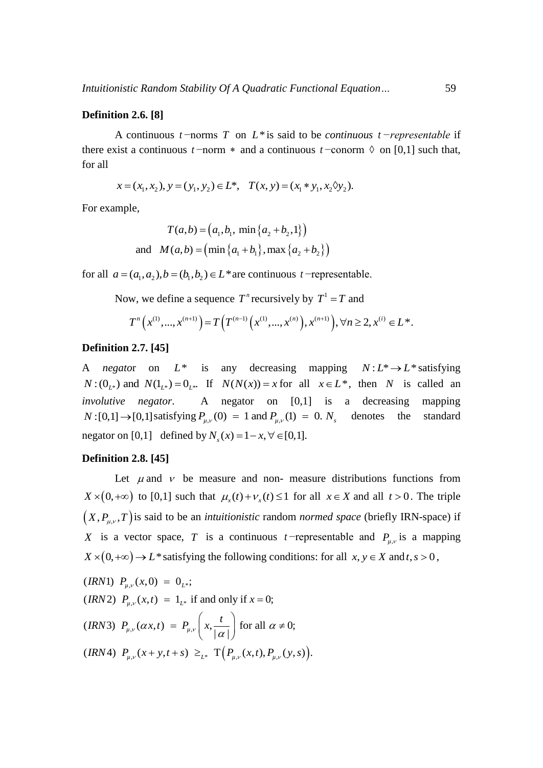**Definition 2.6. [8]**

A continuous $t$−norms $T$ on $L^*$ is said to be *continuous $t$−representable* if there exist a continuous $t$−norm $*$ and a continuous $t$−conorm $\Diamond$ on [0,1] such that, for all

$$x = (x_1, x_2), y = (y_1, y_2) \in L^*, \quad T(x, y) = (x_1 * y_1, x_2 \Diamond y_2).$$

For example,

$$T(a,b) = \left(a_1, b_1, \min\left\{a_2 + b_2, 1\right\}\right)$$

$$\text{and} \quad M(a,b) = \left(\min\left\{a_1 + b_1\right\}, \max\left\{a_2 + b_2\right\}\right)$$

for all $a = (a_1, a_2), b = (b_1, b_2) \in L^*$ are continuous $t$−representable.

Now, we define a sequence $T^n$ recursively by $T^1 = T$ and

$$T^n\left(x^{(1)}, ..., x^{(n+1)}\right) = T\left(T^{(n-1)}\left(x^{(1)}, ..., x^{(n)}\right), x^{(n+1)}\right), \forall n \geq 2, x^{(i)} \in L^*.$$

**Definition 2.7. [45]**

A *negator* on $L^*$ is any decreasing mapping $N : L^* \to L^*$ satisfying $N : (0_{L^*})$ and $N(1_{L^*}) = 0_{L^*}$. If $N(N(x)) = x$ for all $x \in L^*$, then $N$ is called an *involutive negator*. A negator on [0,1] is a decreasing mapping $N : [0,1] \to [0,1]$ satisfying $P_{\mu,\nu}(0) = 1$ and $P_{\mu,\nu}(1) = 0$. $N_s$ denotes the standard negator on [0,1] defined by $N_s(x) = 1 - x, \forall \in [0,1]$.

**Definition 2.8. [45]**

Let $\mu$ and $\nu$ be measure and non- measure distributions functions from $X \times (0, +\infty)$ to [0,1] such that $\mu_x(t) + \nu_x(t) \leq 1$ for all $x \in X$ and all $t > 0$. The triple $\left(X, P_{\mu,\nu}, T\right)$ is said to be an *intuitionistic* random *normed space* (briefly IRN-space) if $X$ is a vector space, $T$ is a continuous $t$−representable and $P_{\mu,\nu}$ is a mapping $X \times (0, +\infty) \to L^*$ satisfying the following conditions: for all $x, y \in X$ and $t, s > 0$,

$(IRN1)$ $P_{\mu,\nu}(x, 0) = 0_{L^*}$;

$(IRN2)$ $P_{\mu,\nu}(x, t) = 1_{L^*}$ if and only if $x = 0$;

$(IRN3)$ $P_{\mu,\nu}(\alpha x, t) = P_{\mu,\nu}\left(x, \dfrac{t}{|\alpha|}\right)$ for all $\alpha \neq 0$;

$(IRN4)$ $P_{\mu,\nu}(x + y, t + s) \geq_{L^*} \mathrm{T}\left(P_{\mu,\nu}(x, t), P_{\mu,\nu}(y, s)\right)$.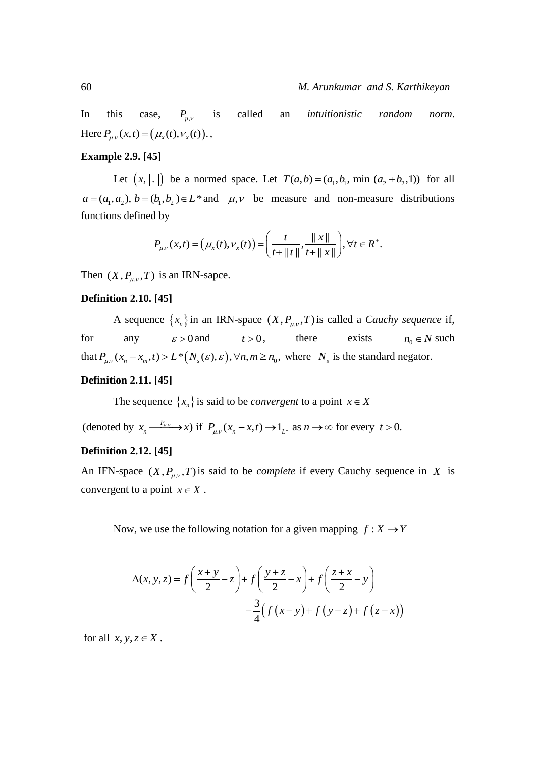In this case, $P_{\mu,\nu}$ is called an *intuitionistic random norm*. Here $P_{\mu,\nu}(x,t) = \left(\mu_x(t), \nu_x(t)\right).$,

**Example 2.9. [45]**

Let $\left(x, \|.\|\right)$ be a normed space. Let $T(a,b) = (a_1, b_1, \min\,(a_2 + b_2, 1))$ for all $a = (a_1, a_2),\, b = (b_1, b_2) \in L^*$ and $\mu, \nu$ be measure and non-measure distributions functions defined by

$$P_{\mu,\nu}(x,t) = \left(\mu_x(t), \nu_x(t)\right) = \left(\frac{t}{t + \|t\|}, \frac{\|x\|}{t + \|x\|}\right), \forall t \in R^+.$$

Then $(X, P_{\mu,\nu}, T)$ is an IRN-sapce.

**Definition 2.10. [45]**

A sequence $\{x_n\}$ in an IRN-space $(X, P_{\mu,\nu}, T)$ is called a *Cauchy sequence* if, for any $\varepsilon > 0$ and $t > 0$, there exists $n_0 \in N$ such that $P_{\mu,\nu}(x_n - x_m, t) > L^*\left(N_s(\varepsilon), \varepsilon\right), \forall n, m \geq n_0,$ where $N_s$ is the standard negator.

**Definition 2.11. [45]**

The sequence $\{x_n\}$ is said to be *convergent* to a point $x \in X$

(denoted by $x_n \xrightarrow{P_{\mu,\nu}} x$) if $P_{\mu,\nu}(x_n - x, t) \to 1_{L^*}$ as $n \to \infty$ for every $t > 0.$

**Definition 2.12. [45]**

An IFN-space $(X, P_{\mu,\nu}, T)$ is said to be *complete* if every Cauchy sequence in $X$ is convergent to a point $x \in X$.

Now, we use the following notation for a given mapping $f : X \to Y$

$$\Delta(x,y,z) = f\left(\frac{x+y}{2} - z\right) + f\left(\frac{y+z}{2} - x\right) + f\left(\frac{z+x}{2} - y\right) - \frac{3}{4}\left(f\left(x-y\right) + f\left(y-z\right) + f\left(z-x\right)\right)$$

for all $x, y, z \in X$.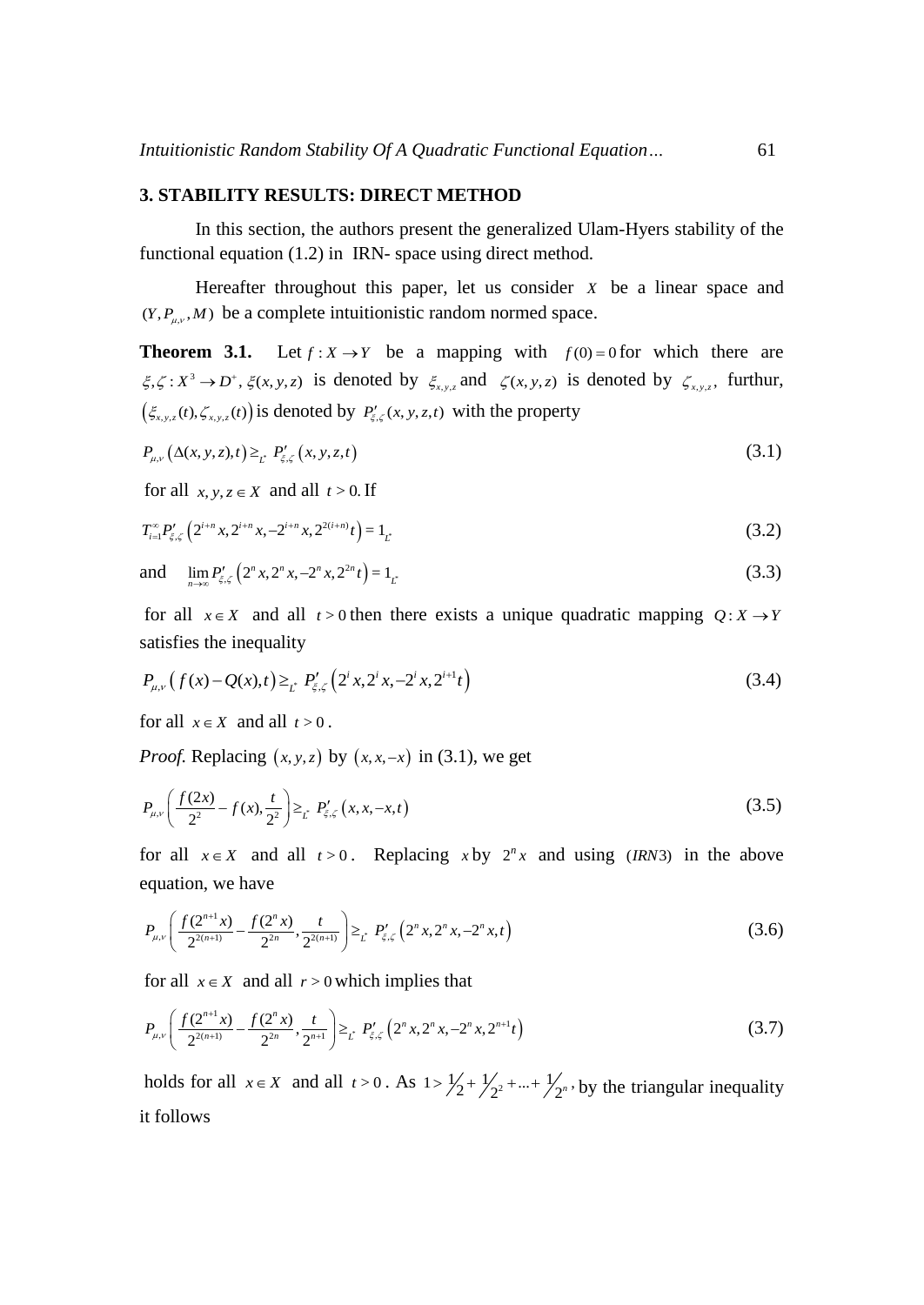## 3. STABILITY RESULTS: DIRECT METHOD

In this section, the authors present the generalized Ulam-Hyers stability of the functional equation (1.2) in IRN- space using direct method.

Hereafter throughout this paper, let us consider $X$ be a linear space and $(Y, P_{\mu,\nu}, M)$ be a complete intuitionistic random normed space.

**Theorem 3.1.** Let $f : X \to Y$ be a mapping with $f(0) = 0$ for which there are $\xi, \zeta : X^3 \to D^+$, $\xi(x, y, z)$ is denoted by $\xi_{x,y,z}$ and $\zeta(x, y, z)$ is denoted by $\zeta_{x,y,z}$, furthur, $\left(\xi_{x,y,z}(t), \zeta_{x,y,z}(t)\right)$ is denoted by $P'_{\xi,\zeta}(x, y, z, t)$ with the property

$$P_{\mu,\nu}\left(\Delta(x, y, z), t\right) \geq_{L^*} P'_{\xi,\zeta}\left(x, y, z, t\right) \tag{3.1}$$

for all $x, y, z \in X$ and all $t > 0$. If

$$T_{i=1}^{\infty} P'_{\xi,\zeta}\left(2^{i+n}x, 2^{i+n}x, -2^{i+n}x, 2^{2(i+n)}t\right) = 1_{L^*} \tag{3.2}$$

and $$\lim_{n\to\infty} P'_{\xi,\zeta}\left(2^n x, 2^n x, -2^n x, 2^{2n}t\right) = 1_{L^*} \tag{3.3}$$

for all $x \in X$ and all $t > 0$ then there exists a unique quadratic mapping $Q : X \to Y$ satisfies the inequality

$$P_{\mu,\nu}\left(f(x) - Q(x), t\right) \geq_{L^*} P'_{\xi,\zeta}\left(2^i x, 2^i x, -2^i x, 2^{i+1}t\right) \tag{3.4}$$

for all $x \in X$ and all $t > 0$.

*Proof.* Replacing $(x, y, z)$ by $(x, x, -x)$ in (3.1), we get

$$P_{\mu,\nu}\left(\frac{f(2x)}{2^2} - f(x), \frac{t}{2^2}\right) \geq_{L^*} P'_{\xi,\zeta}\left(x, x, -x, t\right) \tag{3.5}$$

for all $x \in X$ and all $t > 0$. Replacing $x$ by $2^n x$ and using $(IRN3)$ in the above equation, we have

$$P_{\mu,\nu}\left(\frac{f(2^{n+1}x)}{2^{2(n+1)}} - \frac{f(2^n x)}{2^{2n}}, \frac{t}{2^{2(n+1)}}\right) \geq_{L^*} P'_{\xi,\zeta}\left(2^n x, 2^n x, -2^n x, t\right) \tag{3.6}$$

for all $x \in X$ and all $r > 0$ which implies that

$$P_{\mu,\nu}\left(\frac{f(2^{n+1}x)}{2^{2(n+1)}} - \frac{f(2^n x)}{2^{2n}}, \frac{t}{2^{n+1}}\right) \geq_{L^*} P'_{\xi,\zeta}\left(2^n x, 2^n x, -2^n x, 2^{n+1}t\right) \tag{3.7}$$

holds for all $x \in X$ and all $t > 0$. As $1 > \frac{1}{2} + \frac{1}{2^2} + \ldots + \frac{1}{2^n}$, by the triangular inequality it follows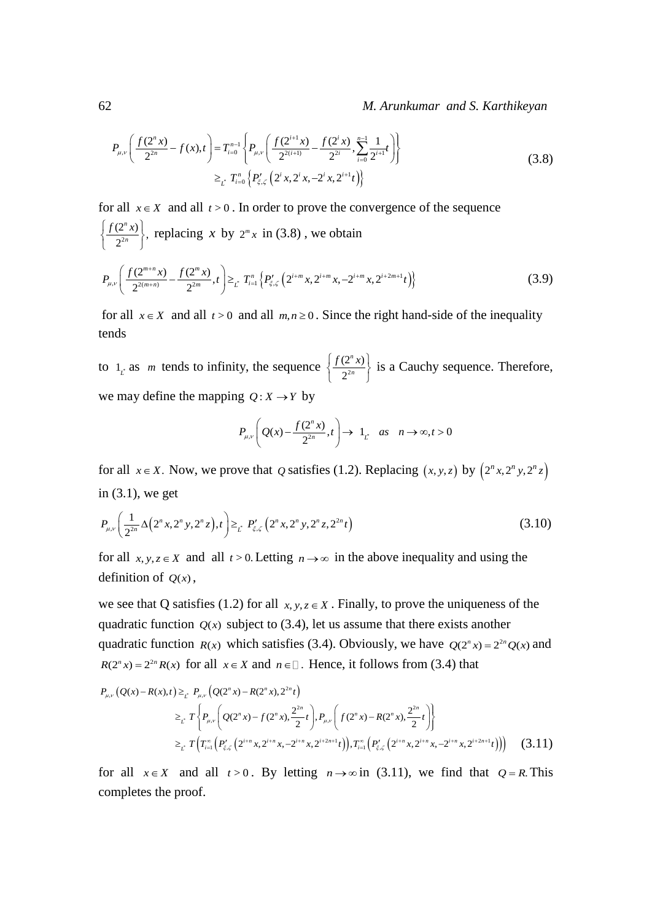$$P_{\mu,\nu}\left(\frac{f(2^n x)}{2^{2n}} - f(x), t\right) = T_{i=0}^{n-1}\left\{P_{\mu,\nu}\left(\frac{f(2^{i+1}x)}{2^{2(i+1)}} - \frac{f(2^i x)}{2^{2i}}, \sum_{i=0}^{n-1}\frac{1}{2^{i+1}}t\right)\right\}$$
$$\geq_{L^*} T_{i=0}^{n}\left\{P'_{\xi,\zeta}\left(2^i x, 2^i x, -2^i x, 2^{i+1}t\right)\right\} \tag{3.8}$$

for all $x \in X$ and all $t > 0$. In order to prove the convergence of the sequence $\left\{\frac{f(2^n x)}{2^{2n}}\right\}$, replacing $x$ by $2^m x$ in (3.8) , we obtain

$$P_{\mu,\nu}\left(\frac{f(2^{m+n}x)}{2^{2(m+n)}} - \frac{f(2^m x)}{2^{2m}}, t\right) \geq_{L^*} T_{i=1}^{n}\left\{P'_{\xi,\zeta}\left(2^{i+m}x, 2^{i+m}x, -2^{i+m}x, 2^{i+2m+1}t\right)\right\} \tag{3.9}$$

for all $x \in X$ and all $t > 0$ and all $m, n \geq 0$. Since the right hand-side of the inequality tends

to $1_{L^*}$ as $m$ tends to infinity, the sequence $\left\{\frac{f(2^n x)}{2^{2n}}\right\}$ is a Cauchy sequence. Therefore, we may define the mapping $Q: X \to Y$ by

$$P_{\mu,\nu}\left(Q(x) - \frac{f(2^n x)}{2^{2n}}, t\right) \to 1_{L^*} \quad as \quad n \to \infty, t > 0$$

for all $x \in X$. Now, we prove that $Q$ satisfies (1.2). Replacing $(x, y, z)$ by $\left(2^n x, 2^n y, 2^n z\right)$ in (3.1), we get

$$P_{\mu,\nu}\left(\frac{1}{2^{2n}}\Delta\left(2^n x, 2^n y, 2^n z\right), t\right) \geq_{L^*} P'_{\xi,\zeta}\left(2^n x, 2^n y, 2^n z, 2^{2n}t\right) \tag{3.10}$$

for all $x, y, z \in X$ and all $t > 0$. Letting $n \to \infty$ in the above inequality and using the definition of $Q(x)$,

we see that Q satisfies (1.2) for all $x, y, z \in X$. Finally, to prove the uniqueness of the quadratic function $Q(x)$ subject to (3.4), let us assume that there exists another quadratic function $R(x)$ which satisfies (3.4). Obviously, we have $Q(2^n x) = 2^{2n}Q(x)$ and $R(2^n x) = 2^{2n}R(x)$ for all $x \in X$ and $n \in \mathbb{N}$. Hence, it follows from (3.4) that

$$P_{\mu,\nu}\left(Q(x) - R(x), t\right) \geq_{L^*} P_{\mu,\nu}\left(Q(2^n x) - R(2^n x), 2^{2n}t\right)$$
$$\geq_{L^*} T\left\{P_{\mu,\nu}\left(Q(2^n x) - f(2^n x), \frac{2^{2n}}{2}t\right), P_{\mu,\nu}\left(f(2^n x) - R(2^n x), \frac{2^{2n}}{2}t\right)\right\}$$
$$\geq_{L^*} T\left(T_{i=1}^{\infty}\left(P'_{\xi,\zeta}\left(2^{i+n}x, 2^{i+n}x, -2^{i+n}x, 2^{i+2n+1}t\right)\right), T_{i=1}^{\infty}\left(P'_{\xi,\zeta}\left(2^{i+n}x, 2^{i+n}x, -2^{i+n}x, 2^{i+2n+1}t\right)\right)\right) \tag{3.11}$$

for all $x \in X$ and all $t > 0$. By letting $n \to \infty$ in (3.11), we find that $Q = R$. This completes the proof.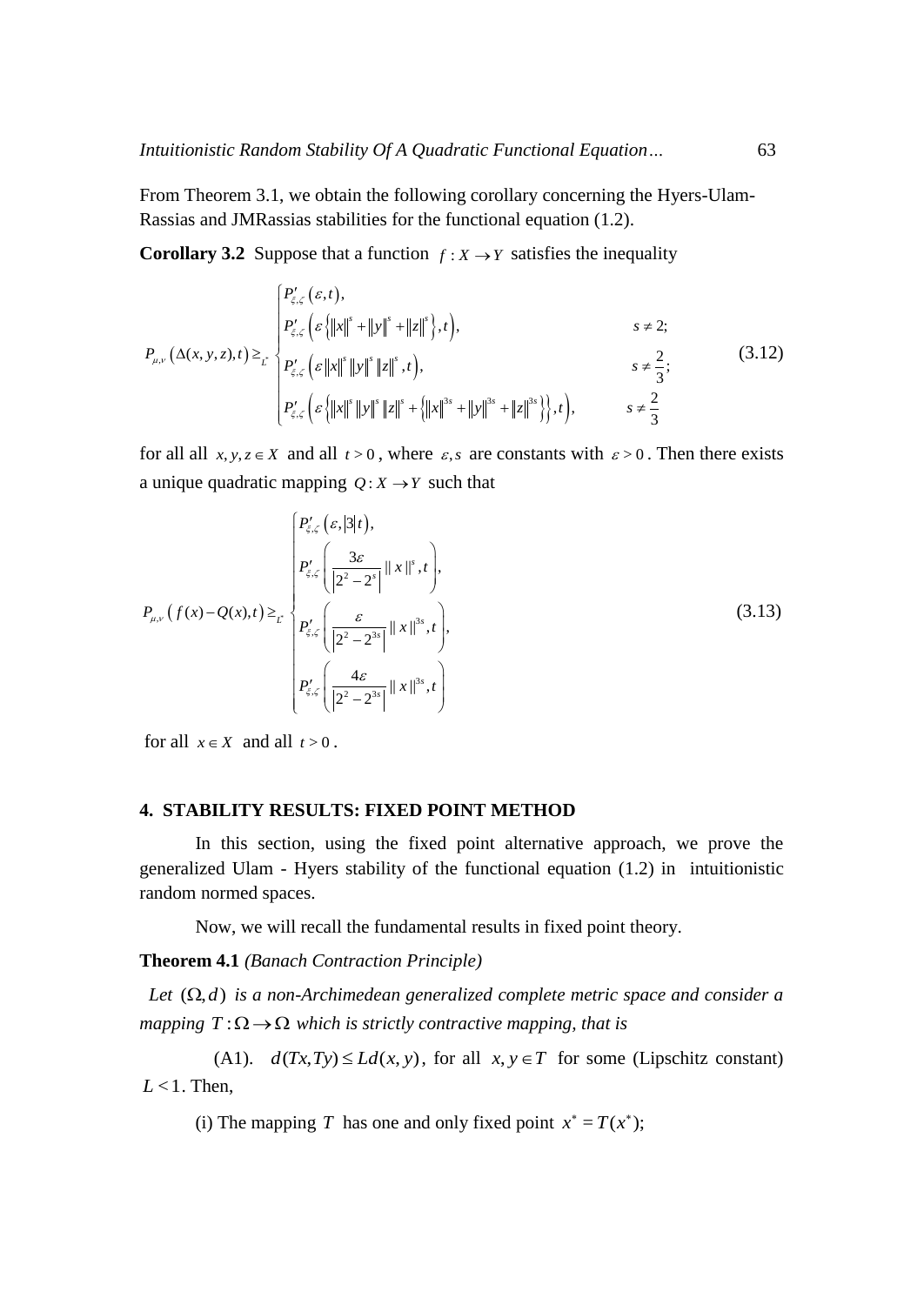From Theorem 3.1, we obtain the following corollary concerning the Hyers-Ulam-Rassias and JMRassias stabilities for the functional equation (1.2).

**Corollary 3.2** Suppose that a function $f : X \to Y$ satisfies the inequality

$$
P_{\mu,\nu}\left(\Delta(x,y,z),t\right) \geq_{L^*} \begin{cases} P'_{\xi,\zeta}\left(\varepsilon,t\right), & \\ P'_{\xi,\zeta}\left(\varepsilon\left\{\|x\|^s+\|y\|^s+\|z\|^s\right\},t\right), & s\neq 2; \\ P'_{\xi,\zeta}\left(\varepsilon\|x\|^s\|y\|^s\|z\|^s,t\right), & s\neq \dfrac{2}{3}; \\ P'_{\xi,\zeta}\left(\varepsilon\left\{\|x\|^s\|y\|^s\|z\|^s+\left\{\|x\|^{3s}+\|y\|^{3s}+\|z\|^{3s}\right\}\right\},t\right), & s\neq \dfrac{2}{3} \end{cases} \tag{3.12}
$$

for all all $x, y, z \in X$ and all $t > 0$, where $\varepsilon, s$ are constants with $\varepsilon > 0$. Then there exists a unique quadratic mapping $Q : X \to Y$ such that

$$
P_{\mu,\nu}\left(f(x)-Q(x),t\right) \geq_{L^*} \begin{cases} P'_{\xi,\zeta}\left(\varepsilon,|3|t\right), \\ P'_{\xi,\zeta}\left(\dfrac{3\varepsilon}{\left|2^2-2^s\right|}\|x\|^s,t\right), \\ P'_{\xi,\zeta}\left(\dfrac{\varepsilon}{\left|2^2-2^{3s}\right|}\|x\|^{3s},t\right), \\ P'_{\xi,\zeta}\left(\dfrac{4\varepsilon}{\left|2^2-2^{3s}\right|}\|x\|^{3s},t\right) \end{cases} \tag{3.13}
$$

for all $x \in X$ and all $t > 0$.

## 4. STABILITY RESULTS: FIXED POINT METHOD

In this section, using the fixed point alternative approach, we prove the generalized Ulam - Hyers stability of the functional equation (1.2) in intuitionistic random normed spaces.

Now, we will recall the fundamental results in fixed point theory.

**Theorem 4.1** *(Banach Contraction Principle)*

*Let $(\Omega, d)$ is a non-Archimedean generalized complete metric space and consider a mapping $T : \Omega \to \Omega$ which is strictly contractive mapping, that is*

(A1). $d(Tx, Ty) \leq Ld(x, y)$, for all $x, y \in T$ for some (Lipschitz constant) $L < 1$. Then,

(i) The mapping $T$ has one and only fixed point $x^* = T(x^*)$;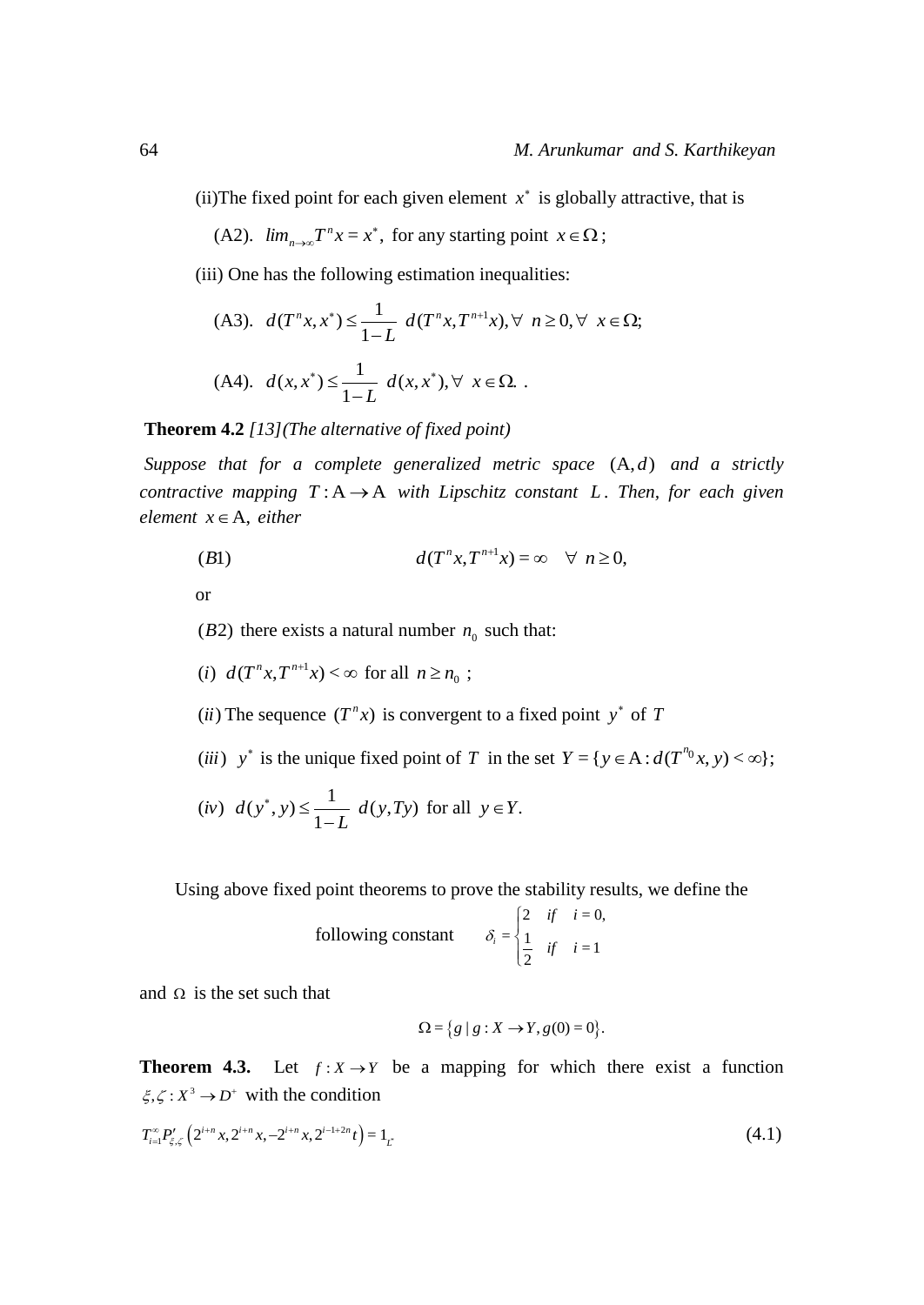(ii)The fixed point for each given element $x^*$ is globally attractive, that is

(A2). $lim_{n\to\infty} T^n x = x^*$, for any starting point $x \in \Omega$ ;

(iii) One has the following estimation inequalities:

(A3). $d(T^n x, x^*) \leq \frac{1}{1-L}\ d(T^n x, T^{n+1}x), \forall\ n \geq 0, \forall\ x \in \Omega;$

(A4). $d(x, x^*) \leq \frac{1}{1-L}\ d(x, x^*), \forall\ x \in \Omega.$ .

**Theorem 4.2** *[13](The alternative of fixed point)*

*Suppose that for a complete generalized metric space* $(\mathrm{A}, d)$ *and a strictly contractive mapping* $T : \mathrm{A} \to \mathrm{A}$ *with Lipschitz constant* $L$*. Then, for each given element* $x \in \mathrm{A}$*, either*

$(B1)$ $\qquad d(T^n x, T^{n+1}x) = \infty \quad \forall\ n \geq 0,$

or

$(B2)$ there exists a natural number $n_0$ such that:

$(i)$ $d(T^n x, T^{n+1}x) < \infty$ for all $n \geq n_0$ ;

$(ii)$ The sequence $(T^n x)$ is convergent to a fixed point $y^*$ of $T$

$(iii)$ $y^*$ is the unique fixed point of $T$ in the set $Y = \{y \in \mathrm{A} : d(T^{n_0}x, y) < \infty\};$

$(iv)$ $d(y^*, y) \leq \frac{1}{1-L}\ d(y, Ty)$ for all $y \in Y.$

Using above fixed point theorems to prove the stability results, we define the following constant

$$\delta_i = \begin{cases} 2 & if \quad i = 0, \\ \frac{1}{2} & if \quad i = 1 \end{cases}$$

and $\Omega$ is the set such that

$$\Omega = \{g \mid g : X \to Y, g(0) = 0\}.$$

**Theorem 4.3.** Let $f : X \to Y$ be a mapping for which there exist a function $\xi, \zeta : X^3 \to D^+$ with the condition

$$T_{i=1}^{\infty} P'_{\xi,\zeta}\left(2^{i+n}x, 2^{i+n}x, -2^{i+n}x, 2^{i-1+2n}t\right) = 1_{L^*} \tag{4.1}$$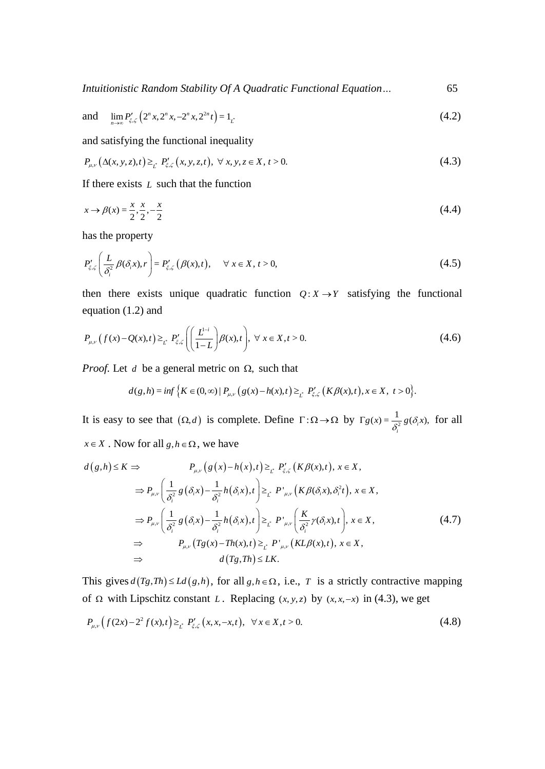and $\quad \lim_{n\to\infty} P'_{\xi,\zeta}\left(2^n x, 2^n x, -2^n x, 2^{2n} t\right) = 1_{L^*}$ (4.2)

and satisfying the functional inequality

$$P_{\mu,\nu}\left(\Delta(x,y,z),t\right) \geq_{L^*} P'_{\xi,\zeta}\left(x,y,z,t\right),\ \forall\ x,y,z\in X,\ t>0. \tag{4.3}$$

If there exists $L$ such that the function

$$x \to \beta(x) = \frac{x}{2}, \frac{x}{2}, -\frac{x}{2} \tag{4.4}$$

has the property

$$P'_{\xi,\zeta}\left(\frac{L}{\delta_i^2}\beta(\delta_i x), r\right) = P'_{\xi,\zeta}\left(\beta(x),t\right), \quad \forall\ x\in X,\ t>0, \tag{4.5}$$

then there exists unique quadratic function $Q: X \to Y$ satisfying the functional equation (1.2) and

$$P_{\mu,\nu}\left(f(x)-Q(x),t\right) \geq_{L^*} P'_{\xi,\zeta}\left(\left(\frac{L^{1-i}}{1-L}\right)\beta(x),t\right),\ \forall\ x\in X, t>0. \tag{4.6}$$

*Proof.* Let $d$ be a general metric on $\Omega$, such that

$$d(g,h) = \inf\left\{K\in(0,\infty) \mid P_{\mu,\nu}\left(g(x)-h(x),t\right) \geq_{L^*} P'_{\xi,\zeta}\left(K\beta(x),t\right), x\in X,\ t>0\right\}.$$

It is easy to see that $(\Omega, d)$ is complete. Define $\Gamma:\Omega\to\Omega$ by $\Gamma g(x) = \frac{1}{\delta_i^2} g(\delta_i x)$, for all $x\in X$. Now for all $g,h\in\Omega$, we have

$$\begin{aligned}
d(g,h)\leq K \Rightarrow \quad & P_{\mu,\nu}\left(g(x)-h(x),t\right) \geq_{L^*} P'_{\xi,\zeta}\left(K\beta(x),t\right),\ x\in X,\\
\Rightarrow\ & P_{\mu,\nu}\left(\frac{1}{\delta_i^2} g(\delta_i x) - \frac{1}{\delta_i^2} h(\delta_i x), t\right) \geq_{L^*} P'_{\mu,\nu}\left(K\beta(\delta_i x), \delta_i^2 t\right),\ x\in X,\\
\Rightarrow\ & P_{\mu,\nu}\left(\frac{1}{\delta_i^2} g(\delta_i x) - \frac{1}{\delta_i^2} h(\delta_i x), t\right) \geq_{L^*} P'_{\mu,\nu}\left(\frac{K}{\delta_i^2}\gamma(\delta_i x), t\right),\ x\in X,\\
\Rightarrow \quad & P_{\mu,\nu}\left(Tg(x)-Th(x),t\right) \geq_{L^*} P'_{\mu,\nu}\left(KL\beta(x),t\right),\ x\in X,\\
\Rightarrow \quad & d\left(Tg,Th\right)\leq LK.
\end{aligned} \tag{4.7}$$

This gives $d(Tg,Th)\leq Ld(g,h)$, for all $g,h\in\Omega$, i.e., $T$ is a strictly contractive mapping of $\Omega$ with Lipschitz constant $L$. Replacing $(x,y,z)$ by $(x,x,-x)$ in (4.3), we get

$$P_{\mu,\nu}\left(f(2x)-2^2 f(x),t\right) \geq_{L^*} P'_{\xi,\zeta}\left(x,x,-x,t\right),\quad \forall\ x\in X, t>0. \tag{4.8}$$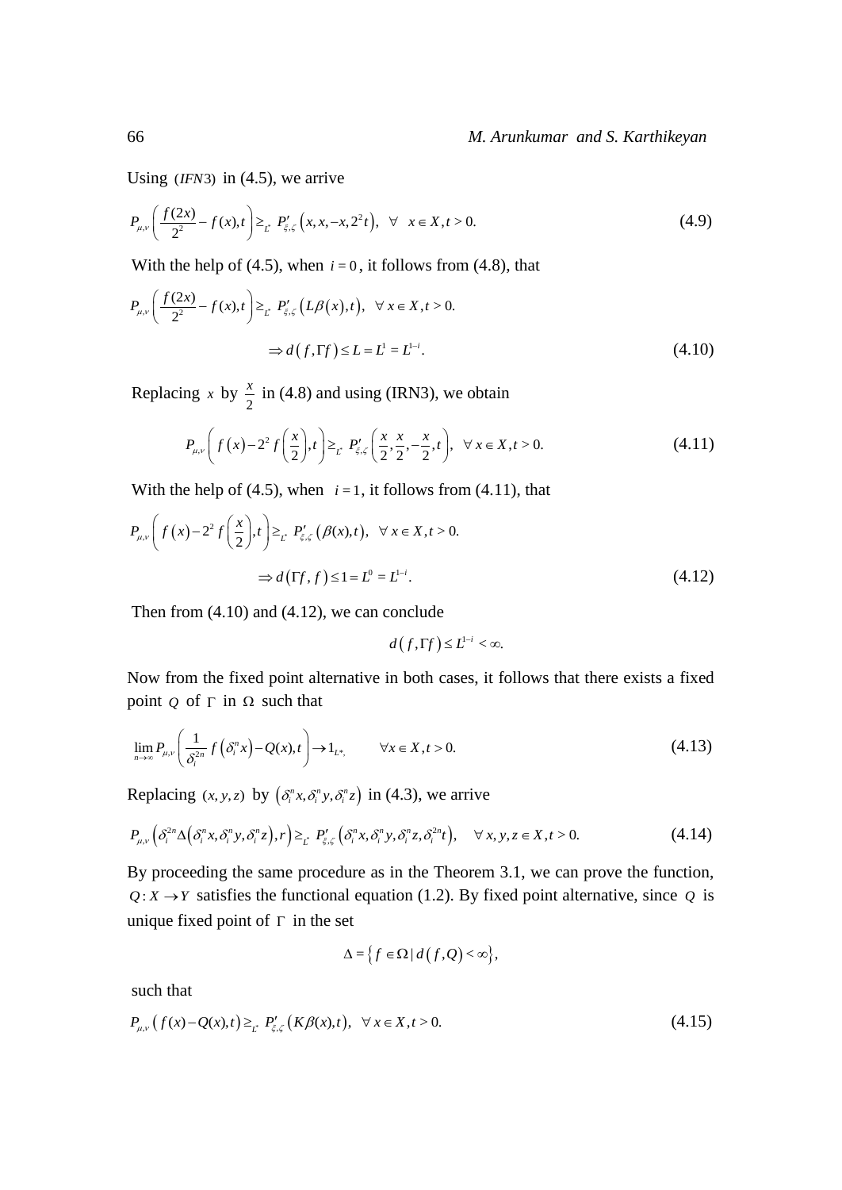Using $(IFN3)$ in (4.5), we arrive

$$P_{\mu,\nu}\left(\frac{f(2x)}{2^2}-f(x),t\right)\geq_{L^*} P'_{\xi,\zeta}\left(x,x,-x,2^2t\right),\quad \forall \quad x\in X, t>0. \tag{4.9}$$

With the help of (4.5), when $i=0$, it follows from (4.8), that

$$P_{\mu,\nu}\left(\frac{f(2x)}{2^2}-f(x),t\right)\geq_{L^*} P'_{\xi,\zeta}\left(L\beta\left(x\right),t\right),\quad \forall\ x\in X, t>0.$$

$$\Rightarrow d\left(f,\Gamma f\right)\leq L=L^1=L^{1-i}. \tag{4.10}$$

Replacing $x$ by $\frac{x}{2}$ in (4.8) and using (IRN3), we obtain

$$P_{\mu,\nu}\left(f\left(x\right)-2^2 f\left(\frac{x}{2}\right),t\right)\geq_{L^*} P'_{\xi,\zeta}\left(\frac{x}{2},\frac{x}{2},-\frac{x}{2},t\right),\quad \forall\ x\in X, t>0. \tag{4.11}$$

With the help of (4.5), when $i=1$, it follows from (4.11), that

$$P_{\mu,\nu}\left(f\left(x\right)-2^2 f\left(\frac{x}{2}\right),t\right)\geq_{L^*} P'_{\xi,\zeta}\left(\beta(x),t\right),\quad \forall\ x\in X, t>0.$$

$$\Rightarrow d\left(\Gamma f, f\right)\leq 1=L^0=L^{1-i}. \tag{4.12}$$

Then from (4.10) and (4.12), we can conclude

$$d\left(f,\Gamma f\right)\leq L^{1-i}<\infty.$$

Now from the fixed point alternative in both cases, it follows that there exists a fixed point $Q$ of $\Gamma$ in $\Omega$ such that

$$\lim_{n\to\infty} P_{\mu,\nu}\left(\frac{1}{\delta_i^{2n}} f\left(\delta_i^n x\right)-Q(x),t\right)\to 1_{L^*},\qquad \forall x\in X, t>0. \tag{4.13}$$

Replacing $(x,y,z)$ by $\left(\delta_i^n x,\delta_i^n y,\delta_i^n z\right)$ in (4.3), we arrive

$$P_{\mu,\nu}\left(\delta_i^{2n}\Delta\left(\delta_i^n x,\delta_i^n y,\delta_i^n z\right),r\right)\geq_{L^*} P'_{\xi,\zeta}\left(\delta_i^n x,\delta_i^n y,\delta_i^n z,\delta_i^{2n}t\right),\quad \forall\ x,y,z\in X, t>0. \tag{4.14}$$

By proceeding the same procedure as in the Theorem 3.1, we can prove the function, $Q: X\to Y$ satisfies the functional equation (1.2). By fixed point alternative, since $Q$ is unique fixed point of $\Gamma$ in the set

$$\Delta=\left\{f\in\Omega \mid d\left(f,Q\right)<\infty\right\},$$

such that

$$P_{\mu,\nu}\left(f(x)-Q(x),t\right)\geq_{L^*} P'_{\xi,\zeta}\left(K\beta(x),t\right),\quad \forall\ x\in X, t>0. \tag{4.15}$$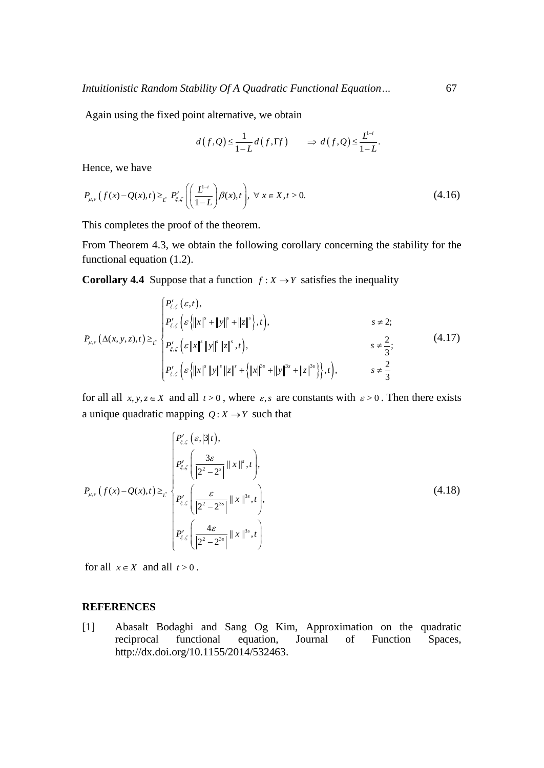Again using the fixed point alternative, we obtain

$$d(f,Q) \leq \frac{1}{1-L} d(f,\Gamma f) \qquad \Rightarrow d(f,Q) \leq \frac{L^{1-i}}{1-L}.$$

Hence, we have

$$P_{\mu,\nu}\left(f(x)-Q(x),t\right) \geq_{L^*} P'_{\xi,\zeta}\left(\left(\frac{L^{1-i}}{1-L}\right)\beta(x),t\right), \ \forall\ x \in X, t>0. \tag{4.16}$$

This completes the proof of the theorem.

From Theorem 4.3, we obtain the following corollary concerning the stability for the functional equation (1.2).

**Corollary 4.4** Suppose that a function $f : X \to Y$ satisfies the inequality

$$P_{\mu,\nu}\left(\Delta(x,y,z),t\right) \geq_{L^*} \begin{cases} P'_{\xi,\zeta}\left(\varepsilon,t\right), & \\ P'_{\xi,\zeta}\left(\varepsilon\left\{\|x\|^s+\|y\|^s+\|z\|^s\right\},t\right), & s \neq 2; \\ P'_{\xi,\zeta}\left(\varepsilon\|x\|^s\|y\|^s\|z\|^s,t\right), & s \neq \dfrac{2}{3}; \\ P'_{\xi,\zeta}\left(\varepsilon\left\{\|x\|^s\|y\|^s\|z\|^s+\left\{\|x\|^{3s}+\|y\|^{3s}+\|z\|^{3s}\right\}\right\},t\right), & s \neq \dfrac{2}{3} \end{cases} \tag{4.17}$$

for all all $x,y,z \in X$ and all $t>0$, where $\varepsilon, s$ are constants with $\varepsilon > 0$. Then there exists a unique quadratic mapping $Q : X \to Y$ such that

$$P_{\mu,\nu}\left(f(x)-Q(x),t\right) \geq_{L^*} \begin{cases} P'_{\xi,\zeta}\left(\varepsilon,|3|t\right), \\ P'_{\xi,\zeta}\left(\dfrac{3\varepsilon}{\left|2^2-2^s\right|}\|x\|^s,t\right), \\ P'_{\xi,\zeta}\left(\dfrac{\varepsilon}{\left|2^2-2^{3s}\right|}\|x\|^{3s},t\right), \\ P'_{\xi,\zeta}\left(\dfrac{4\varepsilon}{\left|2^2-2^{3s}\right|}\|x\|^{3s},t\right) \end{cases} \tag{4.18}$$

for all $x \in X$ and all $t>0$.

## REFERENCES

[1] Abasalt Bodaghi and Sang Og Kim, Approximation on the quadratic reciprocal functional equation, Journal of Function Spaces, http://dx.doi.org/10.1155/2014/532463.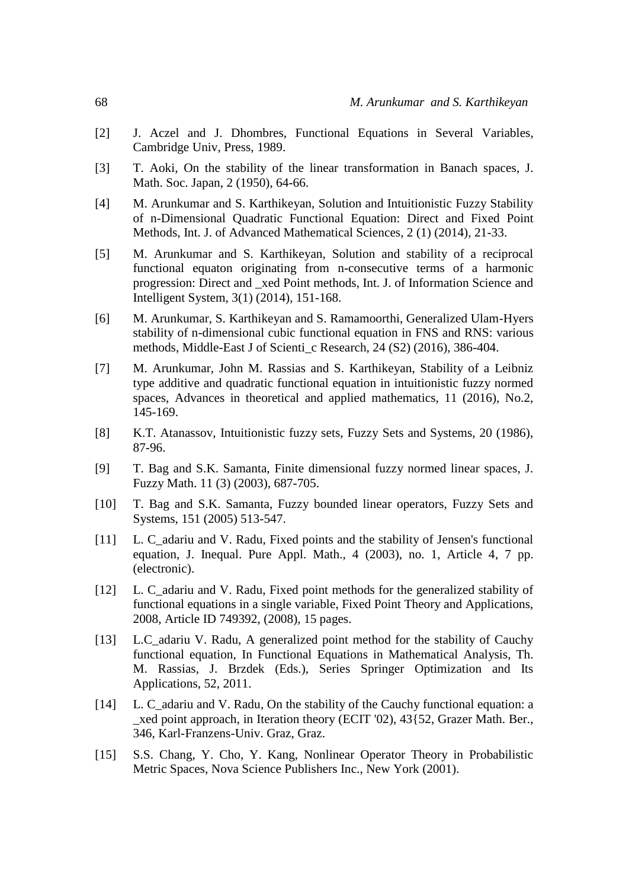[2] J. Aczel and J. Dhombres, Functional Equations in Several Variables, Cambridge Univ, Press, 1989.

[3] T. Aoki, On the stability of the linear transformation in Banach spaces, J. Math. Soc. Japan, 2 (1950), 64-66.

[4] M. Arunkumar and S. Karthikeyan, Solution and Intuitionistic Fuzzy Stability of n-Dimensional Quadratic Functional Equation: Direct and Fixed Point Methods, Int. J. of Advanced Mathematical Sciences, 2 (1) (2014), 21-33.

[5] M. Arunkumar and S. Karthikeyan, Solution and stability of a reciprocal functional equaton originating from n-consecutive terms of a harmonic progression: Direct and _xed Point methods, Int. J. of Information Science and Intelligent System, 3(1) (2014), 151-168.

[6] M. Arunkumar, S. Karthikeyan and S. Ramamoorthi, Generalized Ulam-Hyers stability of n-dimensional cubic functional equation in FNS and RNS: various methods, Middle-East J of Scienti_c Research, 24 (S2) (2016), 386-404.

[7] M. Arunkumar, John M. Rassias and S. Karthikeyan, Stability of a Leibniz type additive and quadratic functional equation in intuitionistic fuzzy normed spaces, Advances in theoretical and applied mathematics, 11 (2016), No.2, 145-169.

[8] K.T. Atanassov, Intuitionistic fuzzy sets, Fuzzy Sets and Systems, 20 (1986), 87-96.

[9] T. Bag and S.K. Samanta, Finite dimensional fuzzy normed linear spaces, J. Fuzzy Math. 11 (3) (2003), 687-705.

[10] T. Bag and S.K. Samanta, Fuzzy bounded linear operators, Fuzzy Sets and Systems, 151 (2005) 513-547.

[11] L. C_adariu and V. Radu, Fixed points and the stability of Jensen's functional equation, J. Inequal. Pure Appl. Math., 4 (2003), no. 1, Article 4, 7 pp. (electronic).

[12] L. C_adariu and V. Radu, Fixed point methods for the generalized stability of functional equations in a single variable, Fixed Point Theory and Applications, 2008, Article ID 749392, (2008), 15 pages.

[13] L.C_adariu V. Radu, A generalized point method for the stability of Cauchy functional equation, In Functional Equations in Mathematical Analysis, Th. M. Rassias, J. Brzdek (Eds.), Series Springer Optimization and Its Applications, 52, 2011.

[14] L. C_adariu and V. Radu, On the stability of the Cauchy functional equation: a _xed point approach, in Iteration theory (ECIT '02), 43{52, Grazer Math. Ber., 346, Karl-Franzens-Univ. Graz, Graz.

[15] S.S. Chang, Y. Cho, Y. Kang, Nonlinear Operator Theory in Probabilistic Metric Spaces, Nova Science Publishers Inc., New York (2001).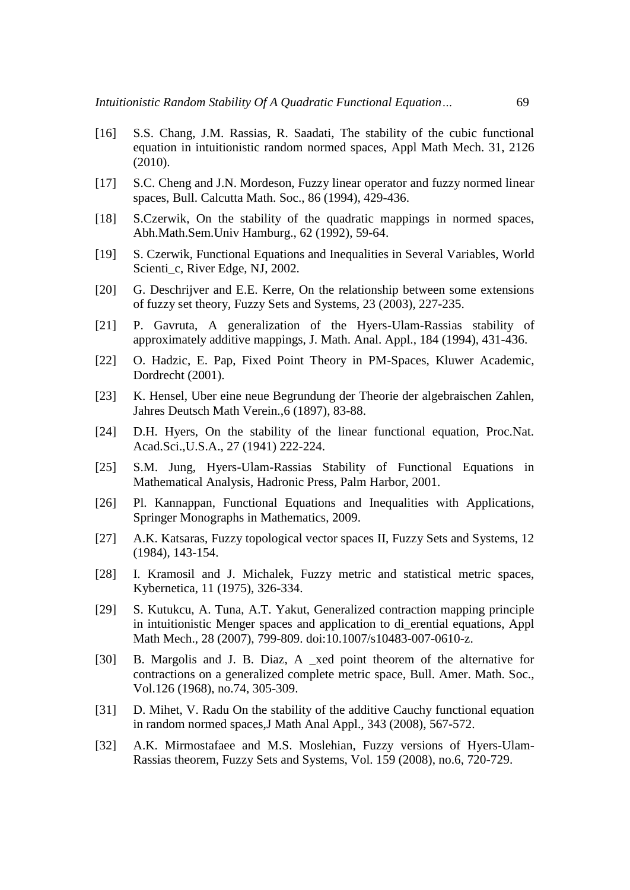[16] S.S. Chang, J.M. Rassias, R. Saadati, The stability of the cubic functional equation in intuitionistic random normed spaces, Appl Math Mech. 31, 2126 (2010).

[17] S.C. Cheng and J.N. Mordeson, Fuzzy linear operator and fuzzy normed linear spaces, Bull. Calcutta Math. Soc., 86 (1994), 429-436.

[18] S.Czerwik, On the stability of the quadratic mappings in normed spaces, Abh.Math.Sem.Univ Hamburg., 62 (1992), 59-64.

[19] S. Czerwik, Functional Equations and Inequalities in Several Variables, World Scienti_c, River Edge, NJ, 2002.

[20] G. Deschrijver and E.E. Kerre, On the relationship between some extensions of fuzzy set theory, Fuzzy Sets and Systems, 23 (2003), 227-235.

[21] P. Gavruta, A generalization of the Hyers-Ulam-Rassias stability of approximately additive mappings, J. Math. Anal. Appl., 184 (1994), 431-436.

[22] O. Hadzic, E. Pap, Fixed Point Theory in PM-Spaces, Kluwer Academic, Dordrecht (2001).

[23] K. Hensel, Uber eine neue Begrundung der Theorie der algebraischen Zahlen, Jahres Deutsch Math Verein.,6 (1897), 83-88.

[24] D.H. Hyers, On the stability of the linear functional equation, Proc.Nat. Acad.Sci.,U.S.A., 27 (1941) 222-224.

[25] S.M. Jung, Hyers-Ulam-Rassias Stability of Functional Equations in Mathematical Analysis, Hadronic Press, Palm Harbor, 2001.

[26] Pl. Kannappan, Functional Equations and Inequalities with Applications, Springer Monographs in Mathematics, 2009.

[27] A.K. Katsaras, Fuzzy topological vector spaces II, Fuzzy Sets and Systems, 12 (1984), 143-154.

[28] I. Kramosil and J. Michalek, Fuzzy metric and statistical metric spaces, Kybernetica, 11 (1975), 326-334.

[29] S. Kutukcu, A. Tuna, A.T. Yakut, Generalized contraction mapping principle in intuitionistic Menger spaces and application to di_erential equations, Appl Math Mech., 28 (2007), 799-809. doi:10.1007/s10483-007-0610-z.

[30] B. Margolis and J. B. Diaz, A _xed point theorem of the alternative for contractions on a generalized complete metric space, Bull. Amer. Math. Soc., Vol.126 (1968), no.74, 305-309.

[31] D. Mihet, V. Radu On the stability of the additive Cauchy functional equation in random normed spaces,J Math Anal Appl., 343 (2008), 567-572.

[32] A.K. Mirmostafaee and M.S. Moslehian, Fuzzy versions of Hyers-Ulam-Rassias theorem, Fuzzy Sets and Systems, Vol. 159 (2008), no.6, 720-729.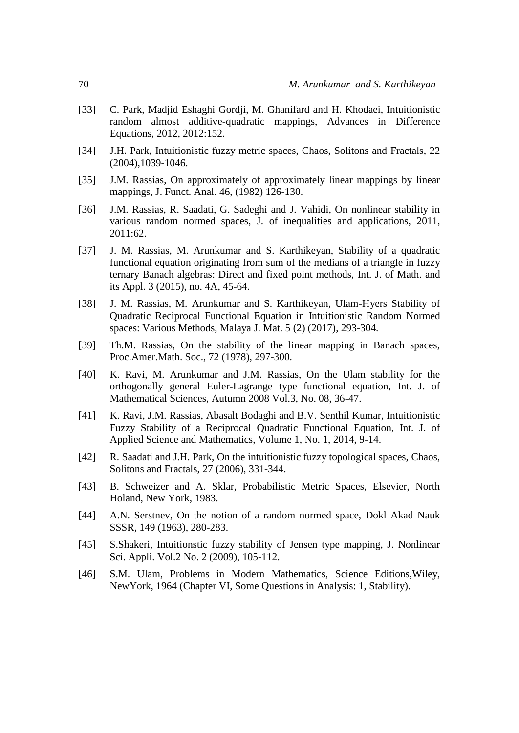[33] C. Park, Madjid Eshaghi Gordji, M. Ghanifard and H. Khodaei, Intuitionistic random almost additive-quadratic mappings, Advances in Difference Equations, 2012, 2012:152.

[34] J.H. Park, Intuitionistic fuzzy metric spaces, Chaos, Solitons and Fractals, 22 (2004),1039-1046.

[35] J.M. Rassias, On approximately of approximately linear mappings by linear mappings, J. Funct. Anal. 46, (1982) 126-130.

[36] J.M. Rassias, R. Saadati, G. Sadeghi and J. Vahidi, On nonlinear stability in various random normed spaces, J. of inequalities and applications, 2011, 2011:62.

[37] J. M. Rassias, M. Arunkumar and S. Karthikeyan, Stability of a quadratic functional equation originating from sum of the medians of a triangle in fuzzy ternary Banach algebras: Direct and fixed point methods, Int. J. of Math. and its Appl. 3 (2015), no. 4A, 45-64.

[38] J. M. Rassias, M. Arunkumar and S. Karthikeyan, Ulam-Hyers Stability of Quadratic Reciprocal Functional Equation in Intuitionistic Random Normed spaces: Various Methods, Malaya J. Mat. 5 (2) (2017), 293-304.

[39] Th.M. Rassias, On the stability of the linear mapping in Banach spaces, Proc.Amer.Math. Soc., 72 (1978), 297-300.

[40] K. Ravi, M. Arunkumar and J.M. Rassias, On the Ulam stability for the orthogonally general Euler-Lagrange type functional equation, Int. J. of Mathematical Sciences, Autumn 2008 Vol.3, No. 08, 36-47.

[41] K. Ravi, J.M. Rassias, Abasalt Bodaghi and B.V. Senthil Kumar, Intuitionistic Fuzzy Stability of a Reciprocal Quadratic Functional Equation, Int. J. of Applied Science and Mathematics, Volume 1, No. 1, 2014, 9-14.

[42] R. Saadati and J.H. Park, On the intuitionistic fuzzy topological spaces, Chaos, Solitons and Fractals, 27 (2006), 331-344.

[43] B. Schweizer and A. Sklar, Probabilistic Metric Spaces, Elsevier, North Holand, New York, 1983.

[44] A.N. Serstnev, On the notion of a random normed space, Dokl Akad Nauk SSSR, 149 (1963), 280-283.

[45] S.Shakeri, Intuitionstic fuzzy stability of Jensen type mapping, J. Nonlinear Sci. Appli. Vol.2 No. 2 (2009), 105-112.

[46] S.M. Ulam, Problems in Modern Mathematics, Science Editions,Wiley, NewYork, 1964 (Chapter VI, Some Questions in Analysis: 1, Stability).